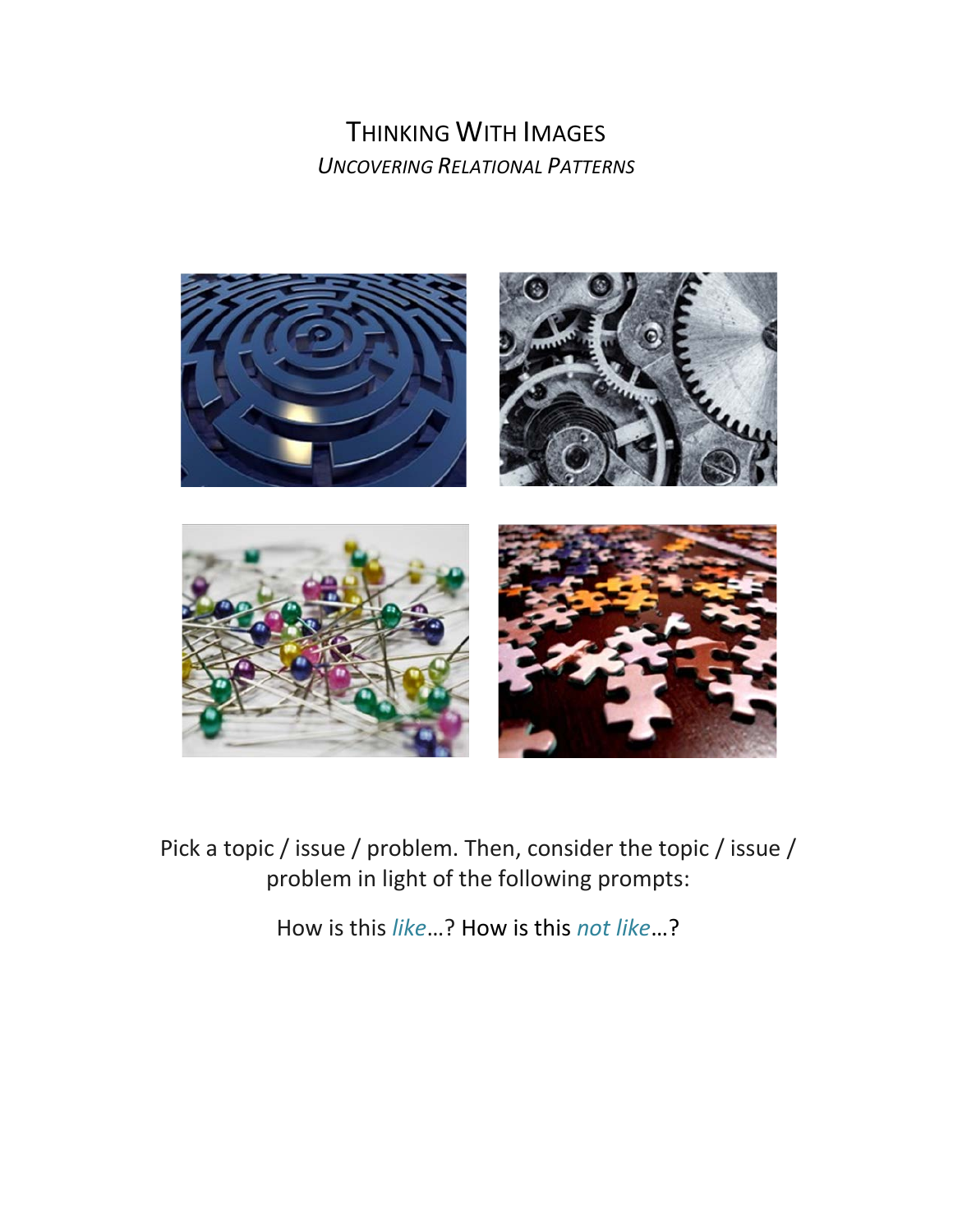# THINKING WITH IMAGES

*UNCOVERING RELATIONAL PATTERNS*

Pick a topic / issue / problem. Then, consider the topic / issue / problem in light of the following prompts:

How is this *like*…? How is this *not like*…?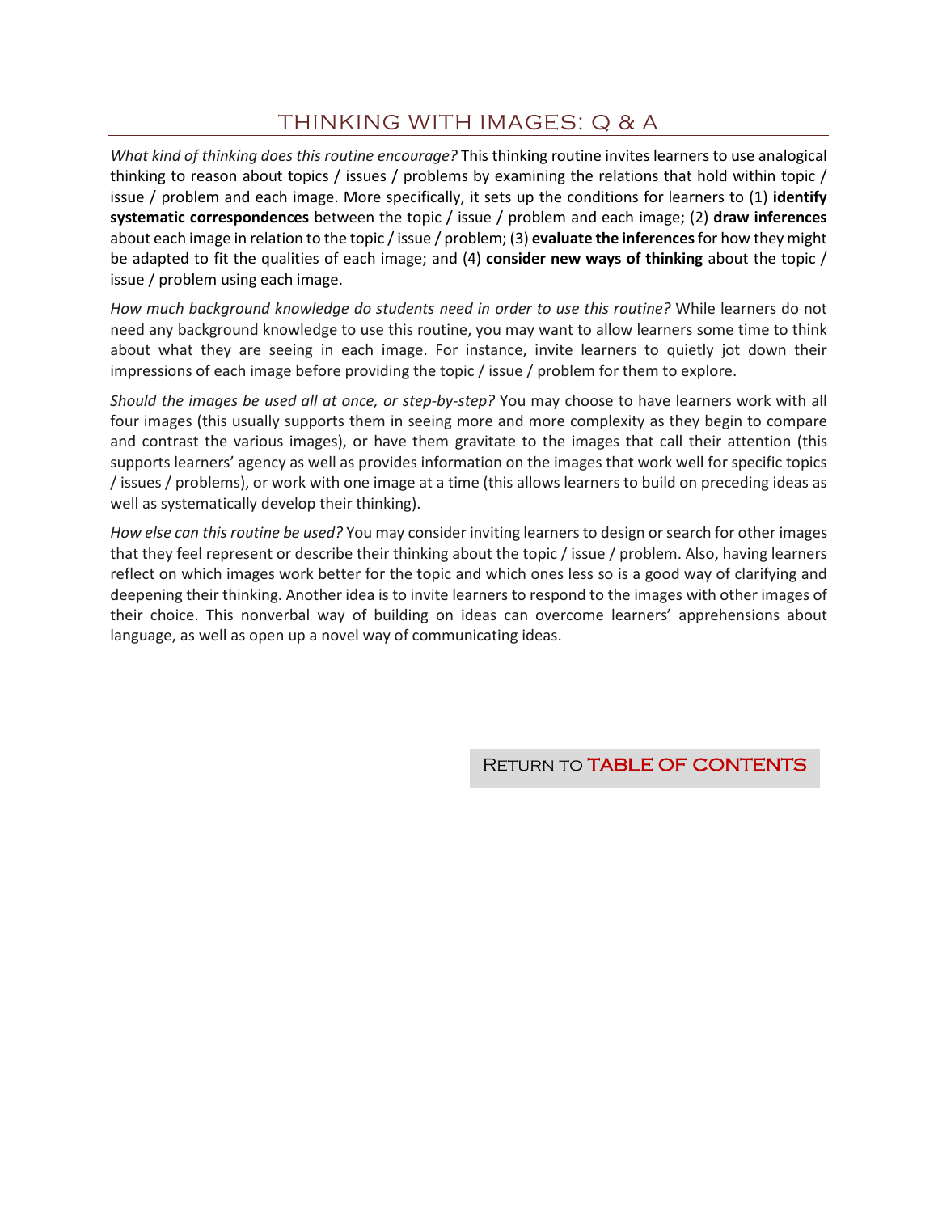## THINKING WITH IMAGES: Q & A

*What kind of thinking does this routine encourage?* This thinking routine invites learners to use analogical thinking to reason about topics / issues / problems by examining the relations that hold within topic / issue / problem and each image. More specifically, it sets up the conditions for learners to (1) **identify systematic correspondences** between the topic / issue / problem and each image; (2) **draw inferences** about each image in relation to the topic / issue / problem; (3) **evaluate the inferences** for how they might be adapted to fit the qualities of each image; and (4) **consider new ways of thinking** about the topic / issue / problem using each image.

*How much background knowledge do students need in order to use this routine?* While learners do not need any background knowledge to use this routine, you may want to allow learners some time to think about what they are seeing in each image. For instance, invite learners to quietly jot down their impressions of each image before providing the topic / issue / problem for them to explore.

*Should the images be used all at once, or step-by-step?* You may choose to have learners work with all four images (this usually supports them in seeing more and more complexity as they begin to compare and contrast the various images), or have them gravitate to the images that call their attention (this supports learners' agency as well as provides information on the images that work well for specific topics / issues / problems), or work with one image at a time (this allows learners to build on preceding ideas as well as systematically develop their thinking).

*How else can this routine be used?* You may consider inviting learners to design or search for other images that they feel represent or describe their thinking about the topic / issue / problem. Also, having learners reflect on which images work better for the topic and which ones less so is a good way of clarifying and deepening their thinking. Another idea is to invite learners to respond to the images with other images of their choice. This nonverbal way of building on ideas can overcome learners' apprehensions about language, as well as open up a novel way of communicating ideas.

RETURN TO **TABLE OF CONTENTS**